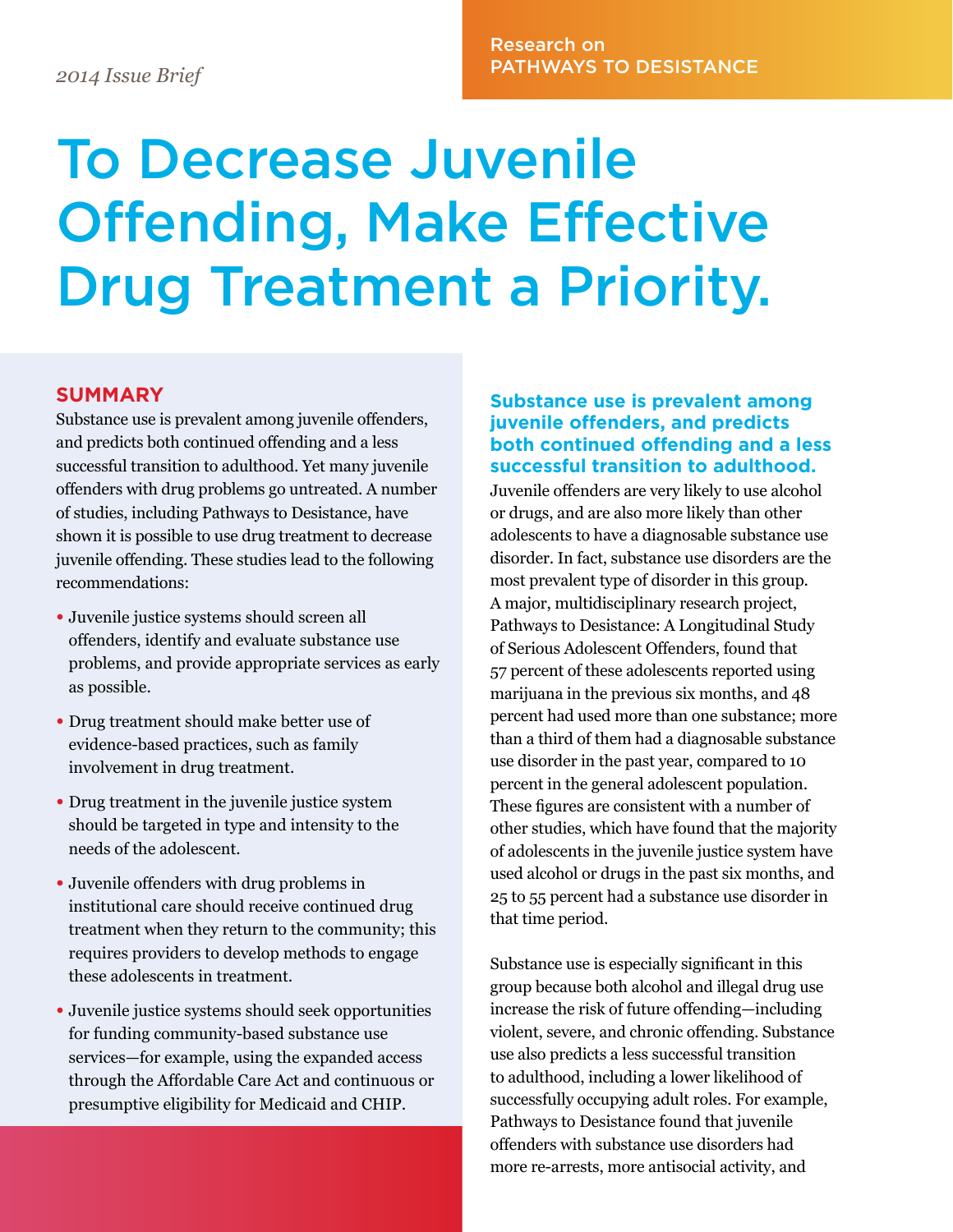*2014 Issue Brief*

Research on PATHWAYS TO DESISTANCE

# To Decrease Juvenile Offending, Make Effective Drug Treatment a Priority.

## SUMMARY

Substance use is prevalent among juvenile offenders, and predicts both continued offending and a less successful transition to adulthood. Yet many juvenile offenders with drug problems go untreated. A number of studies, including Pathways to Desistance, have shown it is possible to use drug treatment to decrease juvenile offending. These studies lead to the following recommendations:

- Juvenile justice systems should screen all offenders, identify and evaluate substance use problems, and provide appropriate services as early as possible.
- Drug treatment should make better use of evidence-based practices, such as family involvement in drug treatment.
- Drug treatment in the juvenile justice system should be targeted in type and intensity to the needs of the adolescent.
- Juvenile offenders with drug problems in institutional care should receive continued drug treatment when they return to the community; this requires providers to develop methods to engage these adolescents in treatment.
- Juvenile justice systems should seek opportunities for funding community-based substance use services—for example, using the expanded access through the Affordable Care Act and continuous or presumptive eligibility for Medicaid and CHIP.

## Substance use is prevalent among juvenile offenders, and predicts both continued offending and a less successful transition to adulthood.

Juvenile offenders are very likely to use alcohol or drugs, and are also more likely than other adolescents to have a diagnosable substance use disorder. In fact, substance use disorders are the most prevalent type of disorder in this group. A major, multidisciplinary research project, Pathways to Desistance: A Longitudinal Study of Serious Adolescent Offenders, found that 57 percent of these adolescents reported using marijuana in the previous six months, and 48 percent had used more than one substance; more than a third of them had a diagnosable substance use disorder in the past year, compared to 10 percent in the general adolescent population. These figures are consistent with a number of other studies, which have found that the majority of adolescents in the juvenile justice system have used alcohol or drugs in the past six months, and 25 to 55 percent had a substance use disorder in that time period.

Substance use is especially significant in this group because both alcohol and illegal drug use increase the risk of future offending—including violent, severe, and chronic offending. Substance use also predicts a less successful transition to adulthood, including a lower likelihood of successfully occupying adult roles. For example, Pathways to Desistance found that juvenile offenders with substance use disorders had more re-arrests, more antisocial activity, and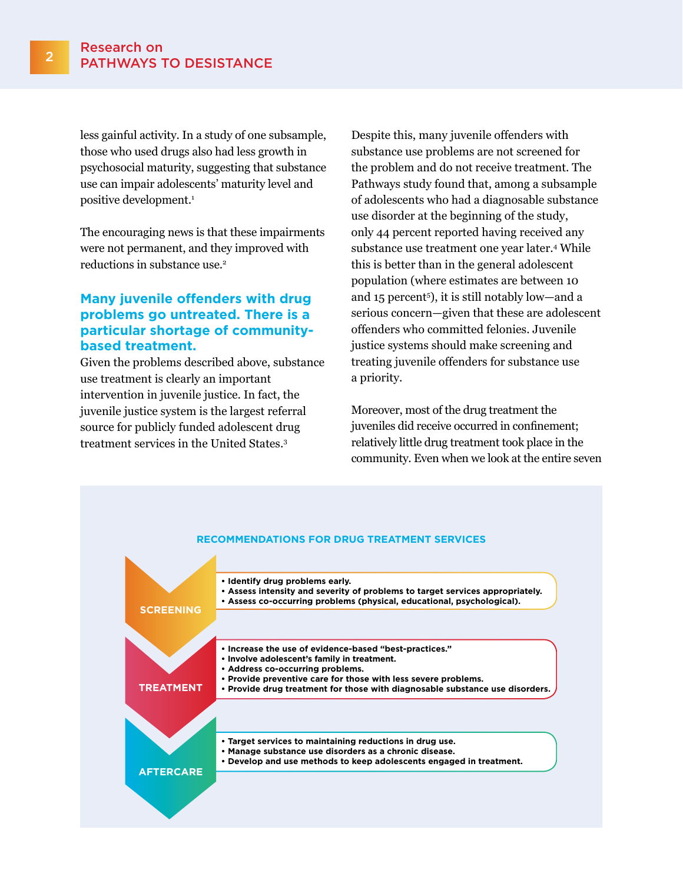less gainful activity. In a study of one subsample, those who used drugs also had less growth in psychosocial maturity, suggesting that substance use can impair adolescents' maturity level and positive development.[1]

The encouraging news is that these impairments were not permanent, and they improved with reductions in substance use.[2]

## Many juvenile offenders with drug problems go untreated. There is a particular shortage of community-based treatment.

Given the problems described above, substance use treatment is clearly an important intervention in juvenile justice. In fact, the juvenile justice system is the largest referral source for publicly funded adolescent drug treatment services in the United States.[3]

Despite this, many juvenile offenders with substance use problems are not screened for the problem and do not receive treatment. The Pathways study found that, among a subsample of adolescents who had a diagnosable substance use disorder at the beginning of the study, only 44 percent reported having received any substance use treatment one year later.[4] While this is better than in the general adolescent population (where estimates are between 10 and 15 percent[5]), it is still notably low—and a serious concern—given that these are adolescent offenders who committed felonies. Juvenile justice systems should make screening and treating juvenile offenders for substance use a priority.

Moreover, most of the drug treatment the juveniles did receive occurred in confinement; relatively little drug treatment took place in the community. Even when we look at the entire seven

### RECOMMENDATIONS FOR DRUG TREATMENT SERVICES

**SCREENING**

- Identify drug problems early.
- Assess intensity and severity of problems to target services appropriately.
- Assess co-occurring problems (physical, educational, psychological).

**TREATMENT**

- Increase the use of evidence-based "best-practices."
- Involve adolescent's family in treatment.
- Address co-occurring problems.
- Provide preventive care for those with less severe problems.
- Provide drug treatment for those with diagnosable substance use disorders.

**AFTERCARE**

- Target services to maintaining reductions in drug use.
- Manage substance use disorders as a chronic disease.
- Develop and use methods to keep adolescents engaged in treatment.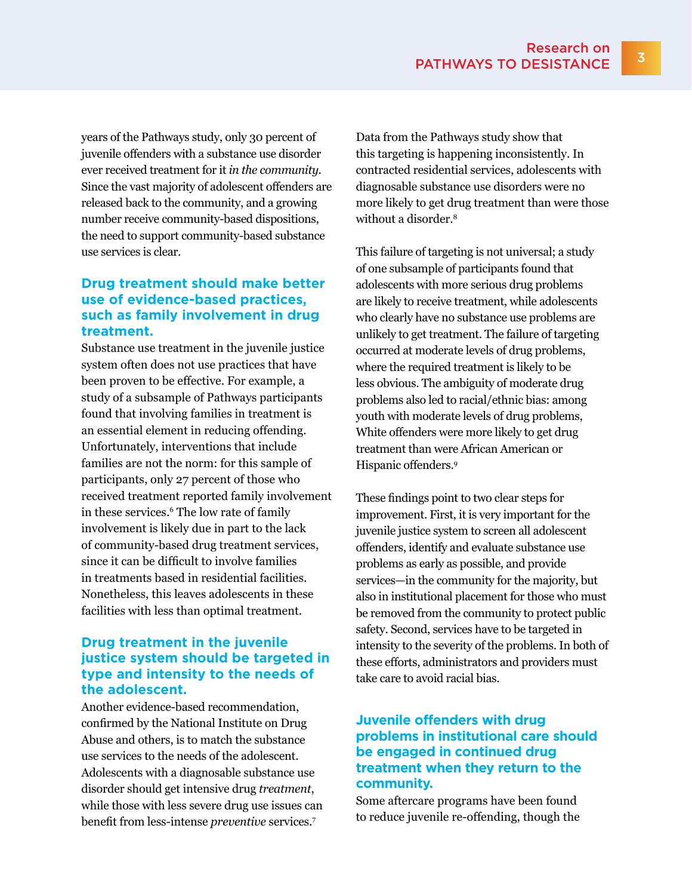years of the Pathways study, only 30 percent of juvenile offenders with a substance use disorder ever received treatment for it *in the community*. Since the vast majority of adolescent offenders are released back to the community, and a growing number receive community-based dispositions, the need to support community-based substance use services is clear.

### Drug treatment should make better use of evidence-based practices, such as family involvement in drug treatment.

Substance use treatment in the juvenile justice system often does not use practices that have been proven to be effective. For example, a study of a subsample of Pathways participants found that involving families in treatment is an essential element in reducing offending. Unfortunately, interventions that include families are not the norm: for this sample of participants, only 27 percent of those who received treatment reported family involvement in these services.[6] The low rate of family involvement is likely due in part to the lack of community-based drug treatment services, since it can be difficult to involve families in treatments based in residential facilities. Nonetheless, this leaves adolescents in these facilities with less than optimal treatment.

### Drug treatment in the juvenile justice system should be targeted in type and intensity to the needs of the adolescent.

Another evidence-based recommendation, confirmed by the National Institute on Drug Abuse and others, is to match the substance use services to the needs of the adolescent. Adolescents with a diagnosable substance use disorder should get intensive drug *treatment*, while those with less severe drug use issues can benefit from less-intense *preventive* services.[7]

Data from the Pathways study show that this targeting is happening inconsistently. In contracted residential services, adolescents with diagnosable substance use disorders were no more likely to get drug treatment than were those without a disorder.[8]

This failure of targeting is not universal; a study of one subsample of participants found that adolescents with more serious drug problems are likely to receive treatment, while adolescents who clearly have no substance use problems are unlikely to get treatment. The failure of targeting occurred at moderate levels of drug problems, where the required treatment is likely to be less obvious. The ambiguity of moderate drug problems also led to racial/ethnic bias: among youth with moderate levels of drug problems, White offenders were more likely to get drug treatment than were African American or Hispanic offenders.[9]

These findings point to two clear steps for improvement. First, it is very important for the juvenile justice system to screen all adolescent offenders, identify and evaluate substance use problems as early as possible, and provide services—in the community for the majority, but also in institutional placement for those who must be removed from the community to protect public safety. Second, services have to be targeted in intensity to the severity of the problems. In both of these efforts, administrators and providers must take care to avoid racial bias.

### Juvenile offenders with drug problems in institutional care should be engaged in continued drug treatment when they return to the community.

Some aftercare programs have been found to reduce juvenile re-offending, though the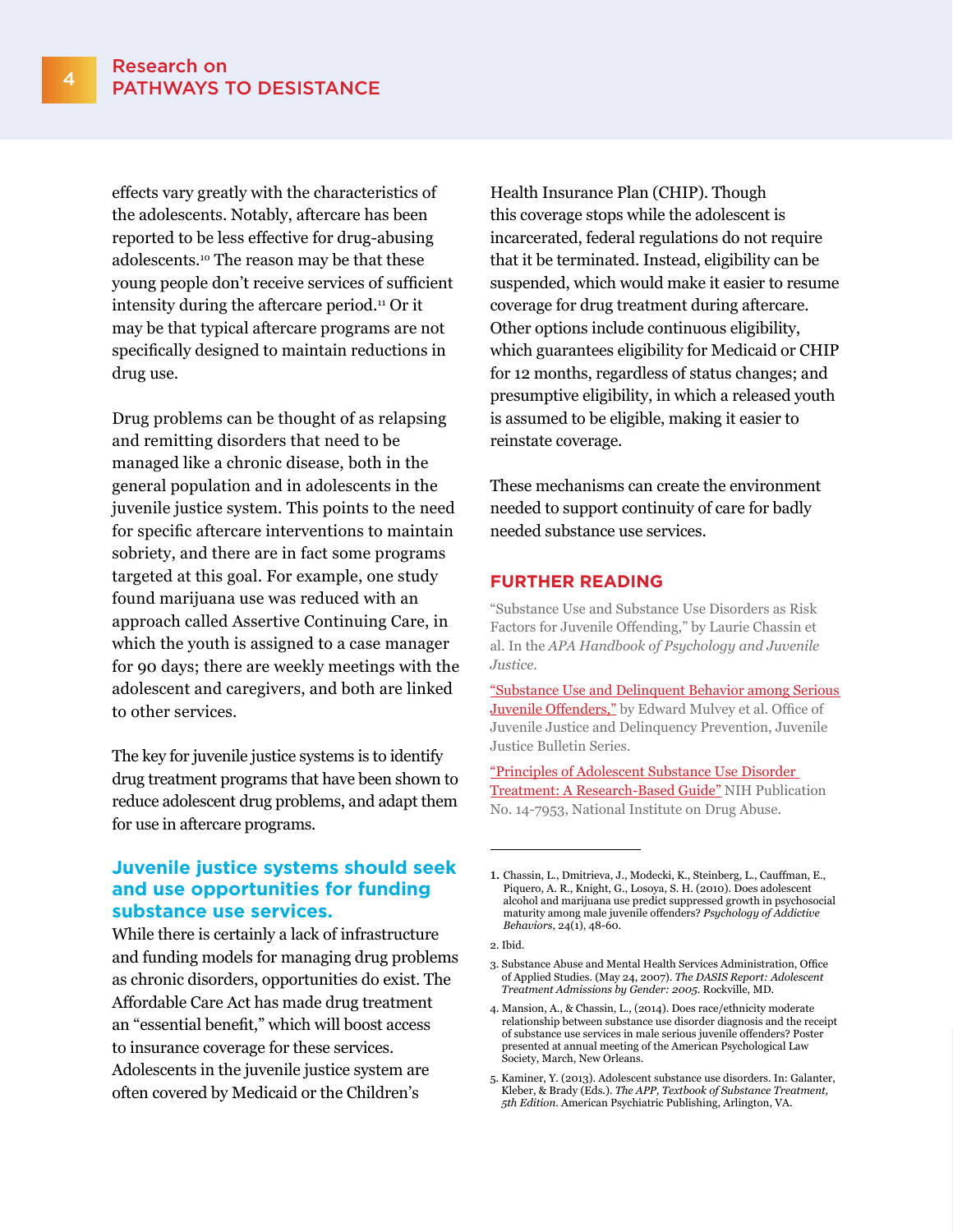effects vary greatly with the characteristics of the adolescents. Notably, aftercare has been reported to be less effective for drug-abusing adolescents.[10] The reason may be that these young people don't receive services of sufficient intensity during the aftercare period.[11] Or it may be that typical aftercare programs are not specifically designed to maintain reductions in drug use.

Drug problems can be thought of as relapsing and remitting disorders that need to be managed like a chronic disease, both in the general population and in adolescents in the juvenile justice system. This points to the need for specific aftercare interventions to maintain sobriety, and there are in fact some programs targeted at this goal. For example, one study found marijuana use was reduced with an approach called Assertive Continuing Care, in which the youth is assigned to a case manager for 90 days; there are weekly meetings with the adolescent and caregivers, and both are linked to other services.

The key for juvenile justice systems is to identify drug treatment programs that have been shown to reduce adolescent drug problems, and adapt them for use in aftercare programs.

### Juvenile justice systems should seek and use opportunities for funding substance use services.

While there is certainly a lack of infrastructure and funding models for managing drug problems as chronic disorders, opportunities do exist. The Affordable Care Act has made drug treatment an "essential benefit," which will boost access to insurance coverage for these services. Adolescents in the juvenile justice system are often covered by Medicaid or the Children's Health Insurance Plan (CHIP). Though this coverage stops while the adolescent is incarcerated, federal regulations do not require that it be terminated. Instead, eligibility can be suspended, which would make it easier to resume coverage for drug treatment during aftercare. Other options include continuous eligibility, which guarantees eligibility for Medicaid or CHIP for 12 months, regardless of status changes; and presumptive eligibility, in which a released youth is assumed to be eligible, making it easier to reinstate coverage.

These mechanisms can create the environment needed to support continuity of care for badly needed substance use services.

## FURTHER READING

"Substance Use and Substance Use Disorders as Risk Factors for Juvenile Offending," by Laurie Chassin et al. In the *APA Handbook of Psychology and Juvenile Justice*.

"Substance Use and Delinquent Behavior among Serious Juvenile Offenders," by Edward Mulvey et al. Office of Juvenile Justice and Delinquency Prevention, Juvenile Justice Bulletin Series.

"Principles of Adolescent Substance Use Disorder Treatment: A Research-Based Guide" NIH Publication No. 14-7953, National Institute on Drug Abuse.

---

1. Chassin, L., Dmitrieva, J., Modecki, K., Steinberg, L., Cauffman, E., Piquero, A. R., Knight, G., Losoya, S. H. (2010). Does adolescent alcohol and marijuana use predict suppressed growth in psychosocial maturity among male juvenile offenders? *Psychology of Addictive Behaviors*, 24(1), 48-60.
2. Ibid.
3. Substance Abuse and Mental Health Services Administration, Office of Applied Studies. (May 24, 2007). *The DASIS Report: Adolescent Treatment Admissions by Gender: 2005*. Rockville, MD.
4. Mansion, A., & Chassin, L., (2014). Does race/ethnicity moderate relationship between substance use disorder diagnosis and the receipt of substance use services in male serious juvenile offenders? Poster presented at annual meeting of the American Psychological Law Society, March, New Orleans.
5. Kaminer, Y. (2013). Adolescent substance use disorders. In: Galanter, Kleber, & Brady (Eds.). *The APP, Textbook of Substance Treatment, 5th Edition*. American Psychiatric Publishing, Arlington, VA.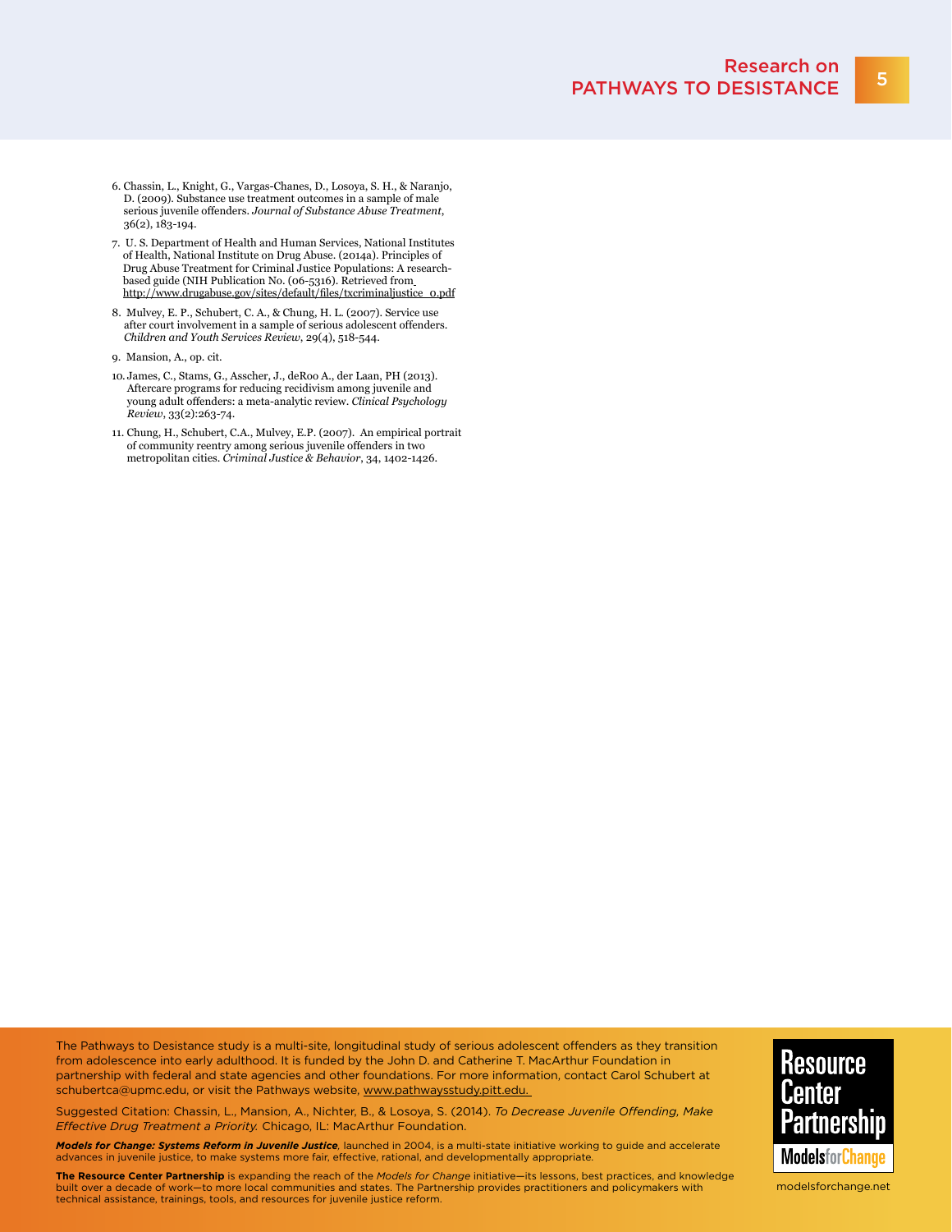6. Chassin, L., Knight, G., Vargas-Chanes, D., Losoya, S. H., & Naranjo, D. (2009). Substance use treatment outcomes in a sample of male serious juvenile offenders. *Journal of Substance Abuse Treatment*, 36(2), 183-194.

7. U. S. Department of Health and Human Services, National Institutes of Health, National Institute on Drug Abuse. (2014a). Principles of Drug Abuse Treatment for Criminal Justice Populations: A research-based guide (NIH Publication No. (06-5316). Retrieved from http://www.drugabuse.gov/sites/default/files/txcriminaljustice_0.pdf

8. Mulvey, E. P., Schubert, C. A., & Chung, H. L. (2007). Service use after court involvement in a sample of serious adolescent offenders. *Children and Youth Services Review*, 29(4), 518-544.

9. Mansion, A., op. cit.

10. James, C., Stams, G., Asscher, J., deRoo A., der Laan, PH (2013). Aftercare programs for reducing recidivism among juvenile and young adult offenders: a meta-analytic review. *Clinical Psychology Review*, 33(2):263-74.

11. Chung, H., Schubert, C.A., Mulvey, E.P. (2007). An empirical portrait of community reentry among serious juvenile offenders in two metropolitan cities. *Criminal Justice & Behavior*, 34, 1402-1426.

The Pathways to Desistance study is a multi-site, longitudinal study of serious adolescent offenders as they transition from adolescence into early adulthood. It is funded by the John D. and Catherine T. MacArthur Foundation in partnership with federal and state agencies and other foundations. For more information, contact Carol Schubert at schubertca@upmc.edu, or visit the Pathways website, www.pathwaysstudy.pitt.edu.

Suggested Citation: Chassin, L., Mansion, A., Nichter, B., & Losoya, S. (2014). *To Decrease Juvenile Offending, Make Effective Drug Treatment a Priority.* Chicago, IL: MacArthur Foundation.

***Models for Change: Systems Reform in Juvenile Justice***, launched in 2004, is a multi-state initiative working to guide and accelerate advances in juvenile justice, to make systems more fair, effective, rational, and developmentally appropriate.

**The Resource Center Partnership** is expanding the reach of the *Models for Change* initiative—its lessons, best practices, and knowledge built over a decade of work—to more local communities and states. The Partnership provides practitioners and policymakers with technical assistance, trainings, tools, and resources for juvenile justice reform.

Resource Center Partnership

Models for Change

modelsforchange.net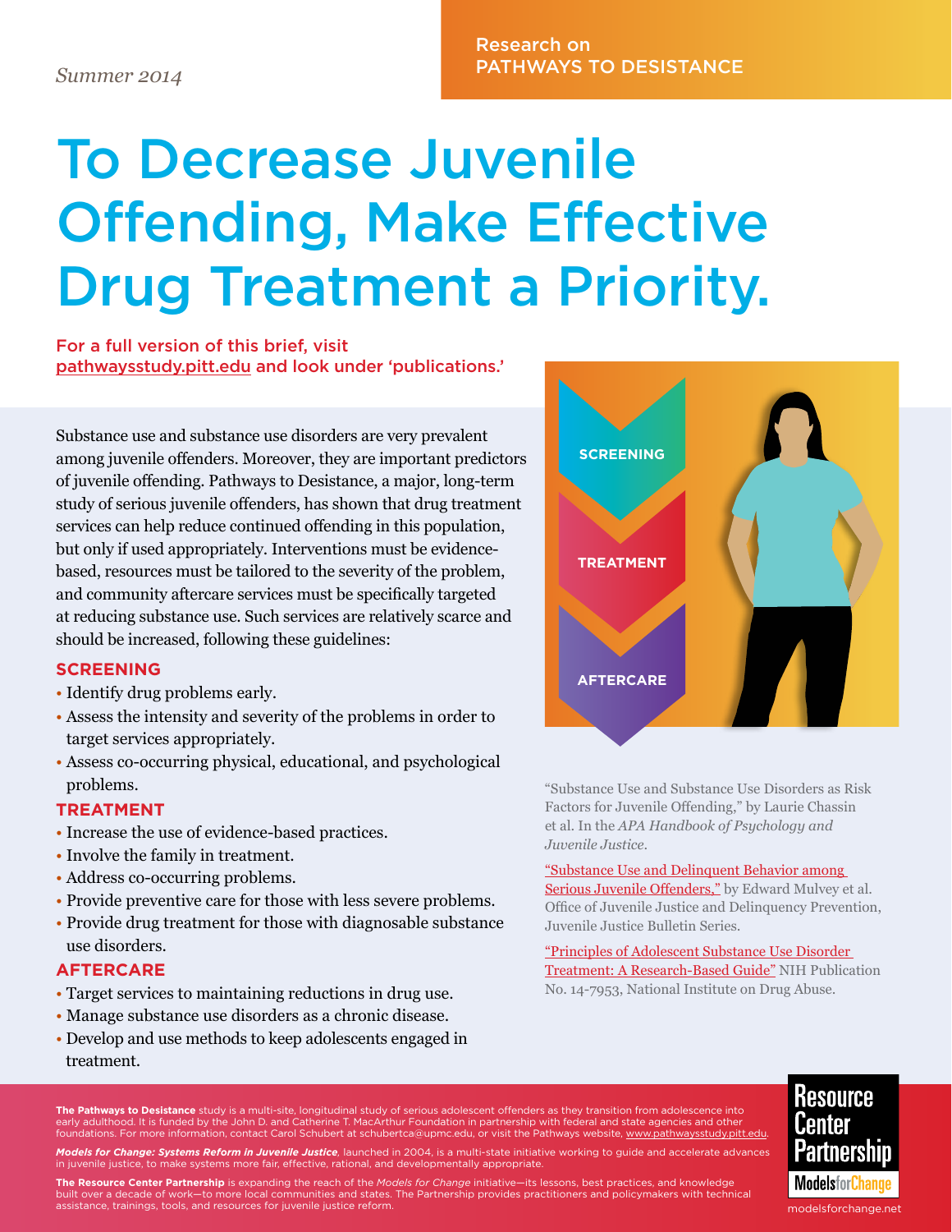Summer 2014

Research on PATHWAYS TO DESISTANCE

# To Decrease Juvenile Offending, Make Effective Drug Treatment a Priority.

For a full version of this brief, visit pathwaysstudy.pitt.edu and look under 'publications.'

Substance use and substance use disorders are very prevalent among juvenile offenders. Moreover, they are important predictors of juvenile offending. Pathways to Desistance, a major, long-term study of serious juvenile offenders, has shown that drug treatment services can help reduce continued offending in this population, but only if used appropriately. Interventions must be evidence-based, resources must be tailored to the severity of the problem, and community aftercare services must be specifically targeted at reducing substance use. Such services are relatively scarce and should be increased, following these guidelines:

## SCREENING

- Identify drug problems early.
- Assess the intensity and severity of the problems in order to target services appropriately.
- Assess co-occurring physical, educational, and psychological problems.

## TREATMENT

- Increase the use of evidence-based practices.
- Involve the family in treatment.
- Address co-occurring problems.
- Provide preventive care for those with less severe problems.
- Provide drug treatment for those with diagnosable substance use disorders.

## AFTERCARE

- Target services to maintaining reductions in drug use.
- Manage substance use disorders as a chronic disease.
- Develop and use methods to keep adolescents engaged in treatment.

SCREENING

TREATMENT

AFTERCARE

"Substance Use and Substance Use Disorders as Risk Factors for Juvenile Offending," by Laurie Chassin et al. In the *APA Handbook of Psychology and Juvenile Justice*.

"Substance Use and Delinquent Behavior among Serious Juvenile Offenders," by Edward Mulvey et al. Office of Juvenile Justice and Delinquency Prevention, Juvenile Justice Bulletin Series.

"Principles of Adolescent Substance Use Disorder Treatment: A Research-Based Guide" NIH Publication No. 14-7953, National Institute on Drug Abuse.

**The Pathways to Desistance** study is a multi-site, longitudinal study of serious adolescent offenders as they transition from adolescence into early adulthood. It is funded by the John D. and Catherine T. MacArthur Foundation in partnership with federal and state agencies and other foundations. For more information, contact Carol Schubert at schubertca@upmc.edu, or visit the Pathways website, www.pathwaysstudy.pitt.edu.

***Models for Change: Systems Reform in Juvenile Justice***, launched in 2004, is a multi-state initiative working to guide and accelerate advances in juvenile justice, to make systems more fair, effective, rational, and developmentally appropriate.

**The Resource Center Partnership** is expanding the reach of the *Models for Change* initiative—its lessons, best practices, and knowledge built over a decade of work—to more local communities and states. The Partnership provides practitioners and policymakers with technical assistance, trainings, tools, and resources for juvenile justice reform.

Resource Center Partnership

Models for Change

modelsforchange.net